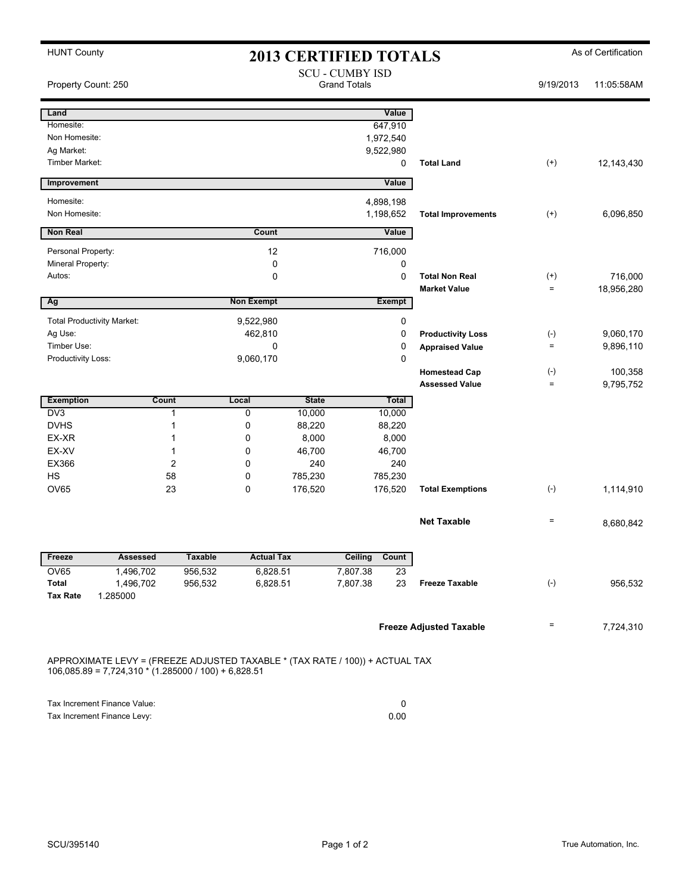HUNT County

# 2013 CERTIFIED TOTALS

As of Certification

SCU - CUMBY ISD
Grand Totals

Property Count: 250 | 9/19/2013 | 11:05:58AM

| Land | Value | | | |
|---|---|---|---|---|
| Homesite: | 647,910 | | | |
| Non Homesite: | 1,972,540 | | | |
| Ag Market: | 9,522,980 | | | |
| Timber Market: | 0 | Total Land | (+) | 12,143,430 |

| Improvement | Value | | | |
|---|---|---|---|---|
| Homesite: | 4,898,198 | | | |
| Non Homesite: | 1,198,652 | Total Improvements | (+) | 6,096,850 |

| Non Real | Count | Value | | | |
|---|---|---|---|---|---|
| Personal Property: | 12 | 716,000 | | | |
| Mineral Property: | 0 | 0 | | | |
| Autos: | 0 | 0 | Total Non Real | (+) | 716,000 |
| | | | Market Value | = | 18,956,280 |

| Ag | Non Exempt | Exempt | | | |
|---|---|---|---|---|---|
| Total Productivity Market: | 9,522,980 | 0 | | | |
| Ag Use: | 462,810 | 0 | Productivity Loss | (-) | 9,060,170 |
| Timber Use: | 0 | 0 | Appraised Value | = | 9,896,110 |
| Productivity Loss: | 9,060,170 | 0 | | | |
| | | | Homestead Cap | (-) | 100,358 |
| | | | Assessed Value | = | 9,795,752 |

| Exemption | Count | Local | State | Total | | | |
|---|---|---|---|---|---|---|---|
| DV3 | 1 | 0 | 10,000 | 10,000 | | | |
| DVHS | 1 | 0 | 88,220 | 88,220 | | | |
| EX-XR | 1 | 0 | 8,000 | 8,000 | | | |
| EX-XV | 1 | 0 | 46,700 | 46,700 | | | |
| EX366 | 2 | 0 | 240 | 240 | | | |
| HS | 58 | 0 | 785,230 | 785,230 | | | |
| OV65 | 23 | 0 | 176,520 | 176,520 | Total Exemptions | (-) | 1,114,910 |

Net Taxable = 8,680,842

| Freeze | Assessed | Taxable | Actual Tax | Ceiling | Count | | | |
|---|---|---|---|---|---|---|---|---|
| OV65 | 1,496,702 | 956,532 | 6,828.51 | 7,807.38 | 23 | | | |
| Total | 1,496,702 | 956,532 | 6,828.51 | 7,807.38 | 23 | Freeze Taxable | (-) | 956,532 |
| Tax Rate | 1.285000 | | | | | | | |

Freeze Adjusted Taxable = 7,724,310

APPROXIMATE LEVY = (FREEZE ADJUSTED TAXABLE * (TAX RATE / 100)) + ACTUAL TAX
106,085.89 = 7,724,310 * (1.285000 / 100) + 6,828.51

| | |
|---|---|
| Tax Increment Finance Value: | 0 |
| Tax Increment Finance Levy: | 0.00 |

SCU/395140

True Automation, Inc.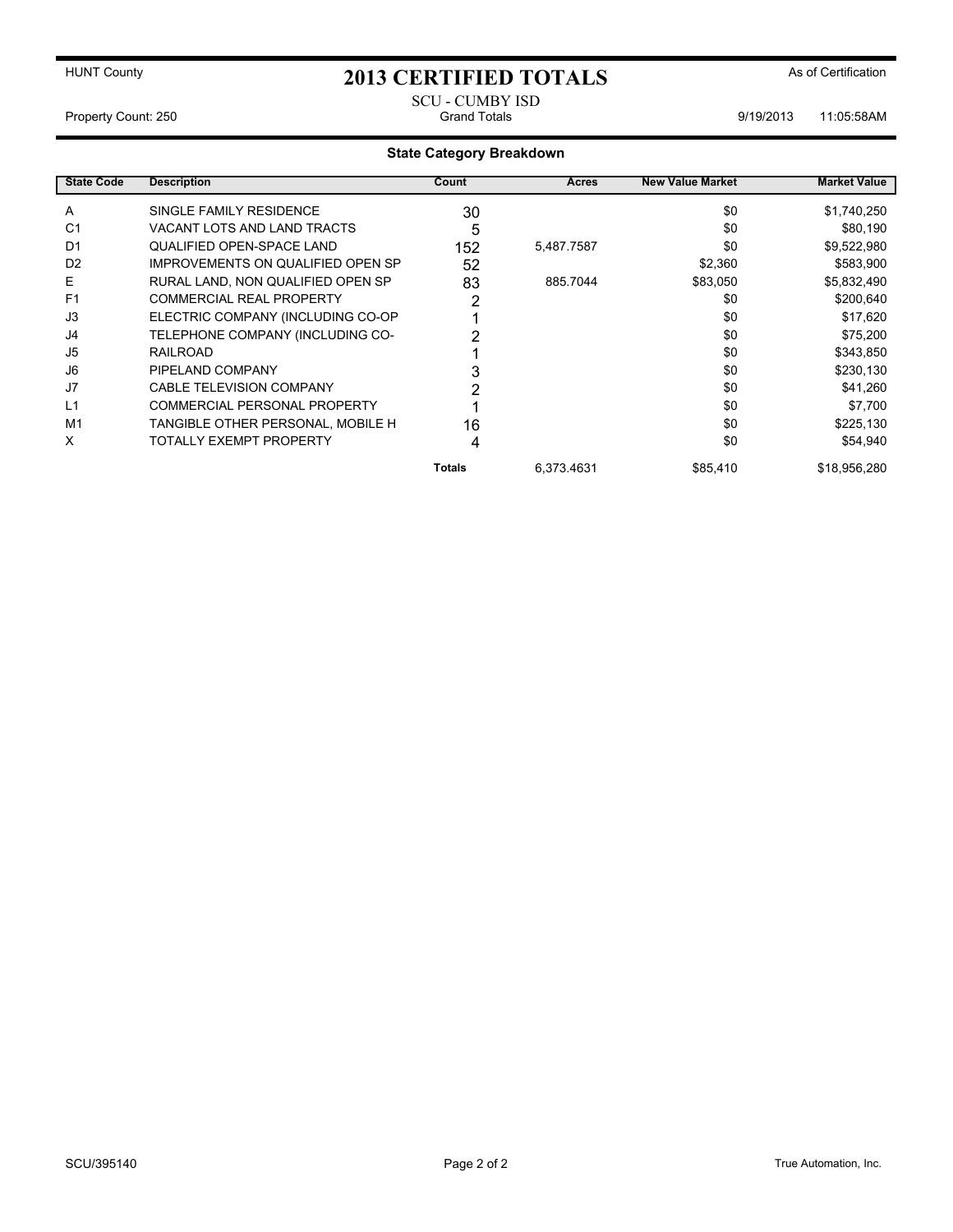# 2013 CERTIFIED TOTALS

HUNT County

As of Certification

SCU - CUMBY ISD

Grand Totals

Property Count: 250

9/19/2013 11:05:58AM

## State Category Breakdown

| State Code | Description | Count | Acres | New Value Market | Market Value |
|---|---|---|---|---|---|
| A | SINGLE FAMILY RESIDENCE | 30 | | $0 | $1,740,250 |
| C1 | VACANT LOTS AND LAND TRACTS | 5 | | $0 | $80,190 |
| D1 | QUALIFIED OPEN-SPACE LAND | 152 | 5,487.7587 | $0 | $9,522,980 |
| D2 | IMPROVEMENTS ON QUALIFIED OPEN SP | 52 | | $2,360 | $583,900 |
| E | RURAL LAND, NON QUALIFIED OPEN SP | 83 | 885.7044 | $83,050 | $5,832,490 |
| F1 | COMMERCIAL REAL PROPERTY | 2 | | $0 | $200,640 |
| J3 | ELECTRIC COMPANY (INCLUDING CO-OP | 1 | | $0 | $17,620 |
| J4 | TELEPHONE COMPANY (INCLUDING CO- | 2 | | $0 | $75,200 |
| J5 | RAILROAD | 1 | | $0 | $343,850 |
| J6 | PIPELAND COMPANY | 3 | | $0 | $230,130 |
| J7 | CABLE TELEVISION COMPANY | 2 | | $0 | $41,260 |
| L1 | COMMERCIAL PERSONAL PROPERTY | 1 | | $0 | $7,700 |
| M1 | TANGIBLE OTHER PERSONAL, MOBILE H | 16 | | $0 | $225,130 |
| X | TOTALLY EXEMPT PROPERTY | 4 | | $0 | $54,940 |
| | | **Totals** | 6,373.4631 | $85,410 | $18,956,280 |

SCU/395140

True Automation, Inc.